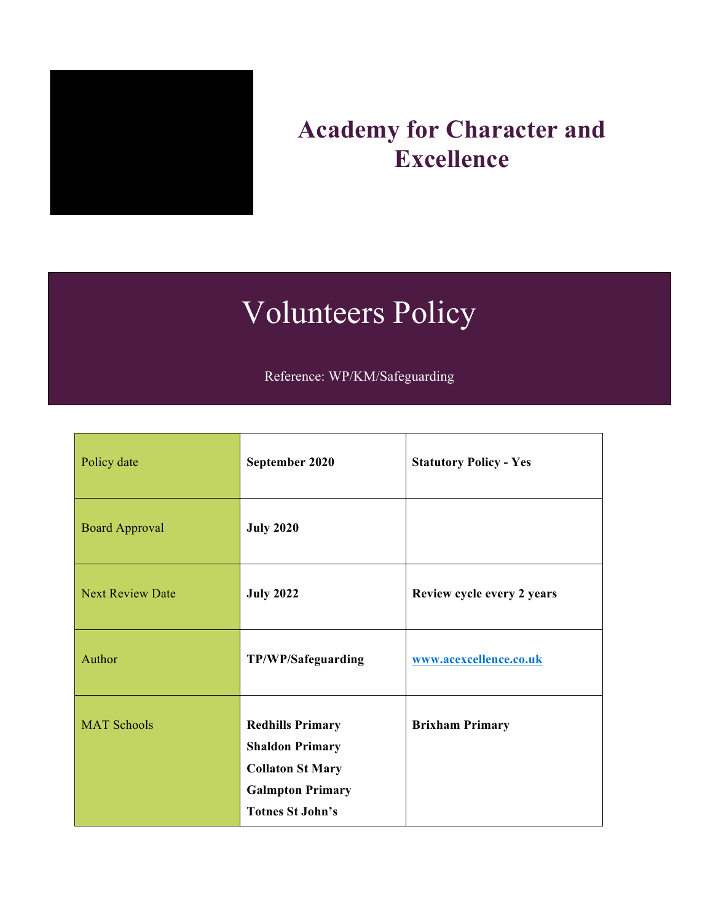# Academy for Character and Excellence

# Volunteers Policy

Reference: WP/KM/Safeguarding

| Policy date | **September 2020** | **Statutory Policy - Yes** |
|---|---|---|
| Board Approval | **July 2020** | |
| Next Review Date | **July 2022** | **Review cycle every 2 years** |
| Author | **TP/WP/Safeguarding** | **www.acexcellence.co.uk** |
| MAT Schools | **Redhills Primary**<br>**Shaldon Primary**<br>**Collaton St Mary**<br>**Galmpton Primary**<br>**Totnes St John's** | **Brixham Primary** |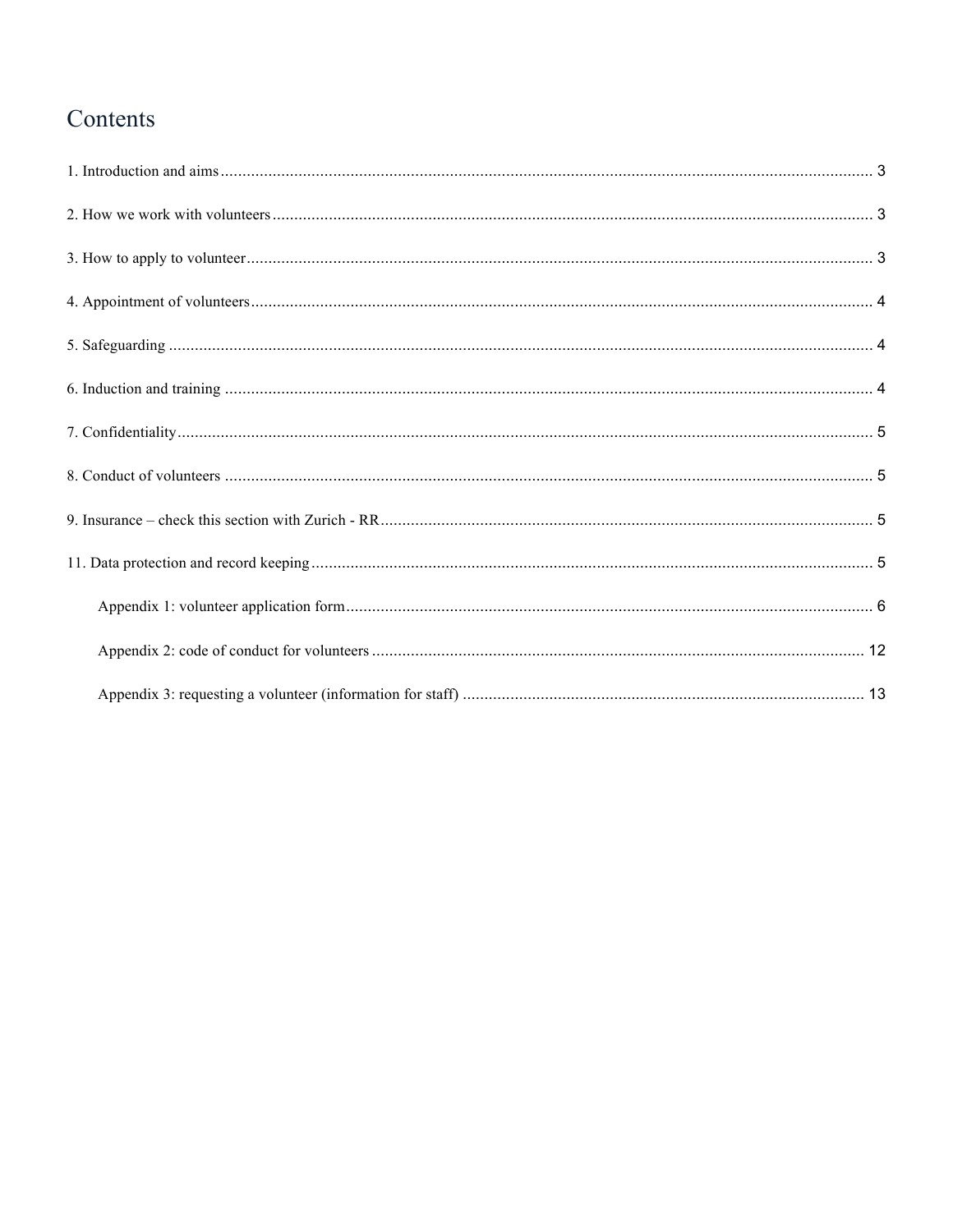# Contents

1. Introduction and aims ........................................................ 3

2. How we work with volunteers ........................................................ 3

3. How to apply to volunteer ........................................................ 3

4. Appointment of volunteers ........................................................ 4

5. Safeguarding ........................................................ 4

6. Induction and training ........................................................ 4

7. Confidentiality ........................................................ 5

8. Conduct of volunteers ........................................................ 5

9. Insurance – check this section with Zurich - RR ........................................................ 5

11. Data protection and record keeping ........................................................ 5

- Appendix 1: volunteer application form ........................................................ 6
- Appendix 2: code of conduct for volunteers ........................................................ 12
- Appendix 3: requesting a volunteer (information for staff) ........................................................ 13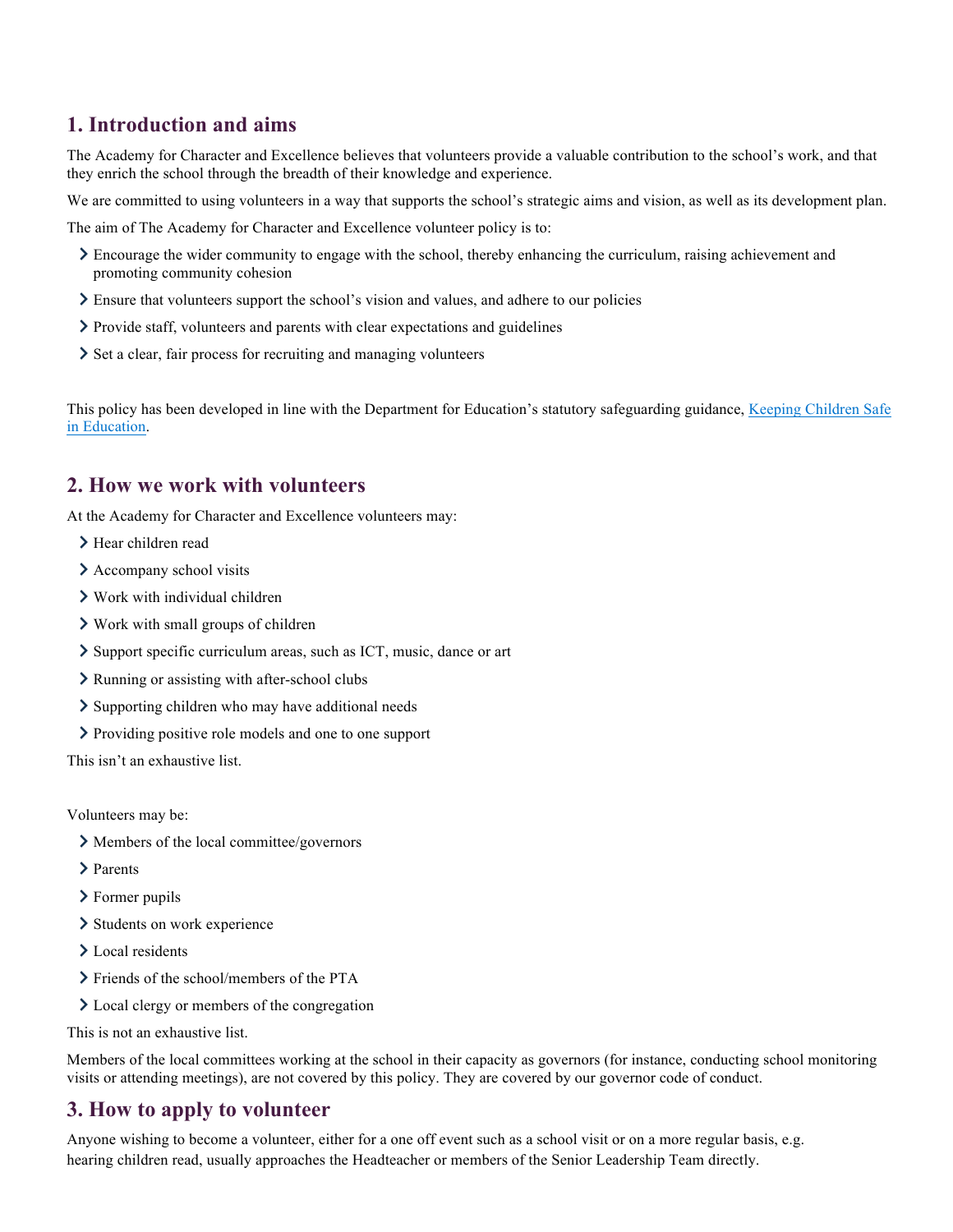## 1. Introduction and aims

The Academy for Character and Excellence believes that volunteers provide a valuable contribution to the school's work, and that they enrich the school through the breadth of their knowledge and experience.

We are committed to using volunteers in a way that supports the school's strategic aims and vision, as well as its development plan.

The aim of The Academy for Character and Excellence volunteer policy is to:

- Encourage the wider community to engage with the school, thereby enhancing the curriculum, raising achievement and promoting community cohesion
- Ensure that volunteers support the school's vision and values, and adhere to our policies
- Provide staff, volunteers and parents with clear expectations and guidelines
- Set a clear, fair process for recruiting and managing volunteers

This policy has been developed in line with the Department for Education's statutory safeguarding guidance, [Keeping Children Safe in Education](Keeping Children Safe in Education).

## 2. How we work with volunteers

At the Academy for Character and Excellence volunteers may:

- Hear children read
- Accompany school visits
- Work with individual children
- Work with small groups of children
- Support specific curriculum areas, such as ICT, music, dance or art
- Running or assisting with after-school clubs
- Supporting children who may have additional needs
- Providing positive role models and one to one support

This isn't an exhaustive list.

Volunteers may be:

- Members of the local committee/governors
- Parents
- Former pupils
- Students on work experience
- Local residents
- Friends of the school/members of the PTA
- Local clergy or members of the congregation

This is not an exhaustive list.

Members of the local committees working at the school in their capacity as governors (for instance, conducting school monitoring visits or attending meetings), are not covered by this policy. They are covered by our governor code of conduct.

## 3. How to apply to volunteer

Anyone wishing to become a volunteer, either for a one off event such as a school visit or on a more regular basis, e.g. hearing children read, usually approaches the Headteacher or members of the Senior Leadership Team directly.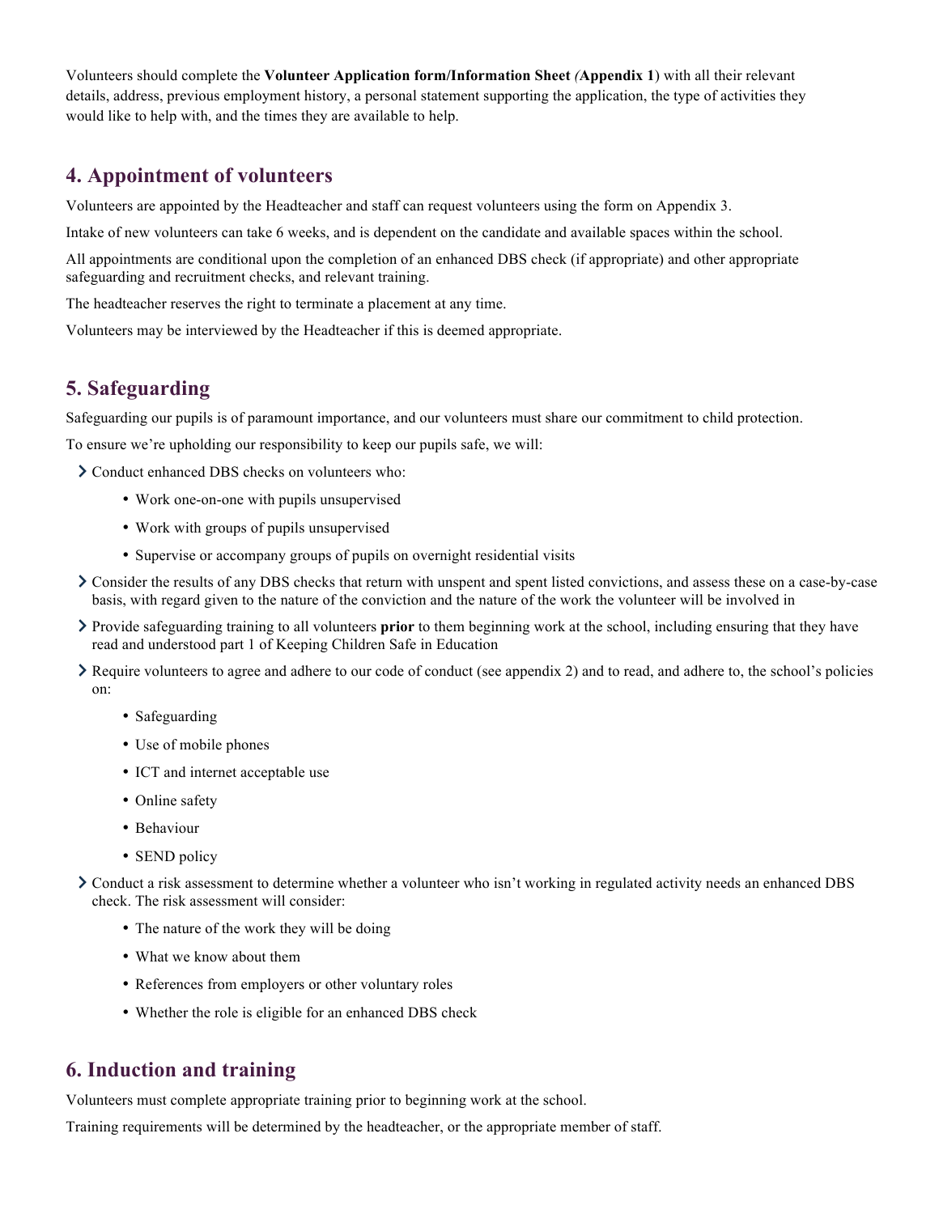Volunteers should complete the **Volunteer Application form/Information Sheet** *(***Appendix 1**) with all their relevant details, address, previous employment history, a personal statement supporting the application, the type of activities they would like to help with, and the times they are available to help.

## 4. Appointment of volunteers

Volunteers are appointed by the Headteacher and staff can request volunteers using the form on Appendix 3.

Intake of new volunteers can take 6 weeks, and is dependent on the candidate and available spaces within the school.

All appointments are conditional upon the completion of an enhanced DBS check (if appropriate) and other appropriate safeguarding and recruitment checks, and relevant training.

The headteacher reserves the right to terminate a placement at any time.

Volunteers may be interviewed by the Headteacher if this is deemed appropriate.

## 5. Safeguarding

Safeguarding our pupils is of paramount importance, and our volunteers must share our commitment to child protection.

To ensure we're upholding our responsibility to keep our pupils safe, we will:

- Conduct enhanced DBS checks on volunteers who:
  - Work one-on-one with pupils unsupervised
  - Work with groups of pupils unsupervised
  - Supervise or accompany groups of pupils on overnight residential visits
- Consider the results of any DBS checks that return with unspent and spent listed convictions, and assess these on a case-by-case basis, with regard given to the nature of the conviction and the nature of the work the volunteer will be involved in
- Provide safeguarding training to all volunteers **prior** to them beginning work at the school, including ensuring that they have read and understood part 1 of Keeping Children Safe in Education
- Require volunteers to agree and adhere to our code of conduct (see appendix 2) and to read, and adhere to, the school's policies on:
  - Safeguarding
  - Use of mobile phones
  - ICT and internet acceptable use
  - Online safety
  - Behaviour
  - SEND policy
- Conduct a risk assessment to determine whether a volunteer who isn't working in regulated activity needs an enhanced DBS check. The risk assessment will consider:
  - The nature of the work they will be doing
  - What we know about them
  - References from employers or other voluntary roles
  - Whether the role is eligible for an enhanced DBS check

## 6. Induction and training

Volunteers must complete appropriate training prior to beginning work at the school.

Training requirements will be determined by the headteacher, or the appropriate member of staff.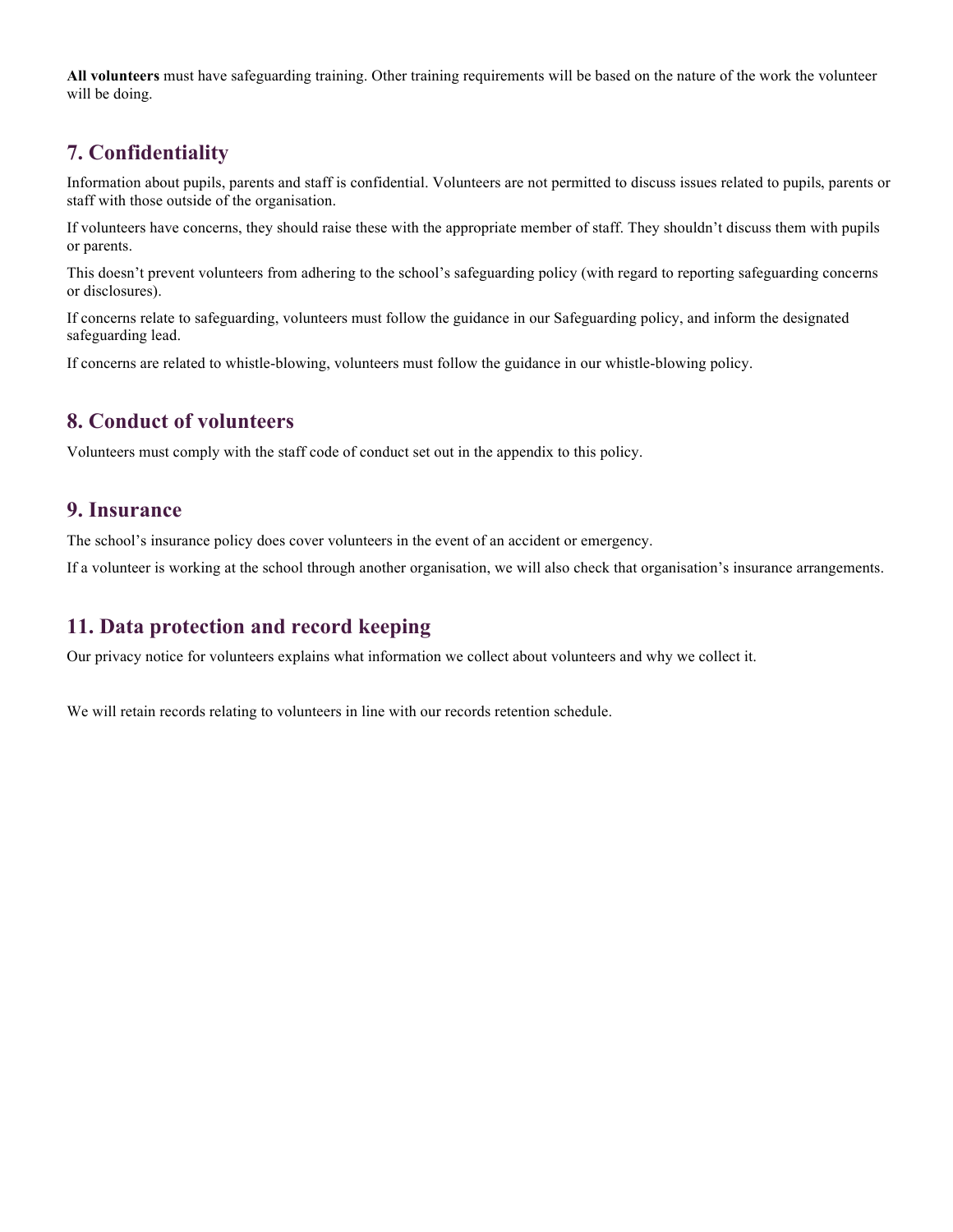**All volunteers** must have safeguarding training. Other training requirements will be based on the nature of the work the volunteer will be doing.

## 7. Confidentiality

Information about pupils, parents and staff is confidential. Volunteers are not permitted to discuss issues related to pupils, parents or staff with those outside of the organisation.

If volunteers have concerns, they should raise these with the appropriate member of staff. They shouldn't discuss them with pupils or parents.

This doesn't prevent volunteers from adhering to the school's safeguarding policy (with regard to reporting safeguarding concerns or disclosures).

If concerns relate to safeguarding, volunteers must follow the guidance in our Safeguarding policy, and inform the designated safeguarding lead.

If concerns are related to whistle-blowing, volunteers must follow the guidance in our whistle-blowing policy.

## 8. Conduct of volunteers

Volunteers must comply with the staff code of conduct set out in the appendix to this policy.

## 9. Insurance

The school's insurance policy does cover volunteers in the event of an accident or emergency.

If a volunteer is working at the school through another organisation, we will also check that organisation's insurance arrangements.

## 11. Data protection and record keeping

Our privacy notice for volunteers explains what information we collect about volunteers and why we collect it.

We will retain records relating to volunteers in line with our records retention schedule.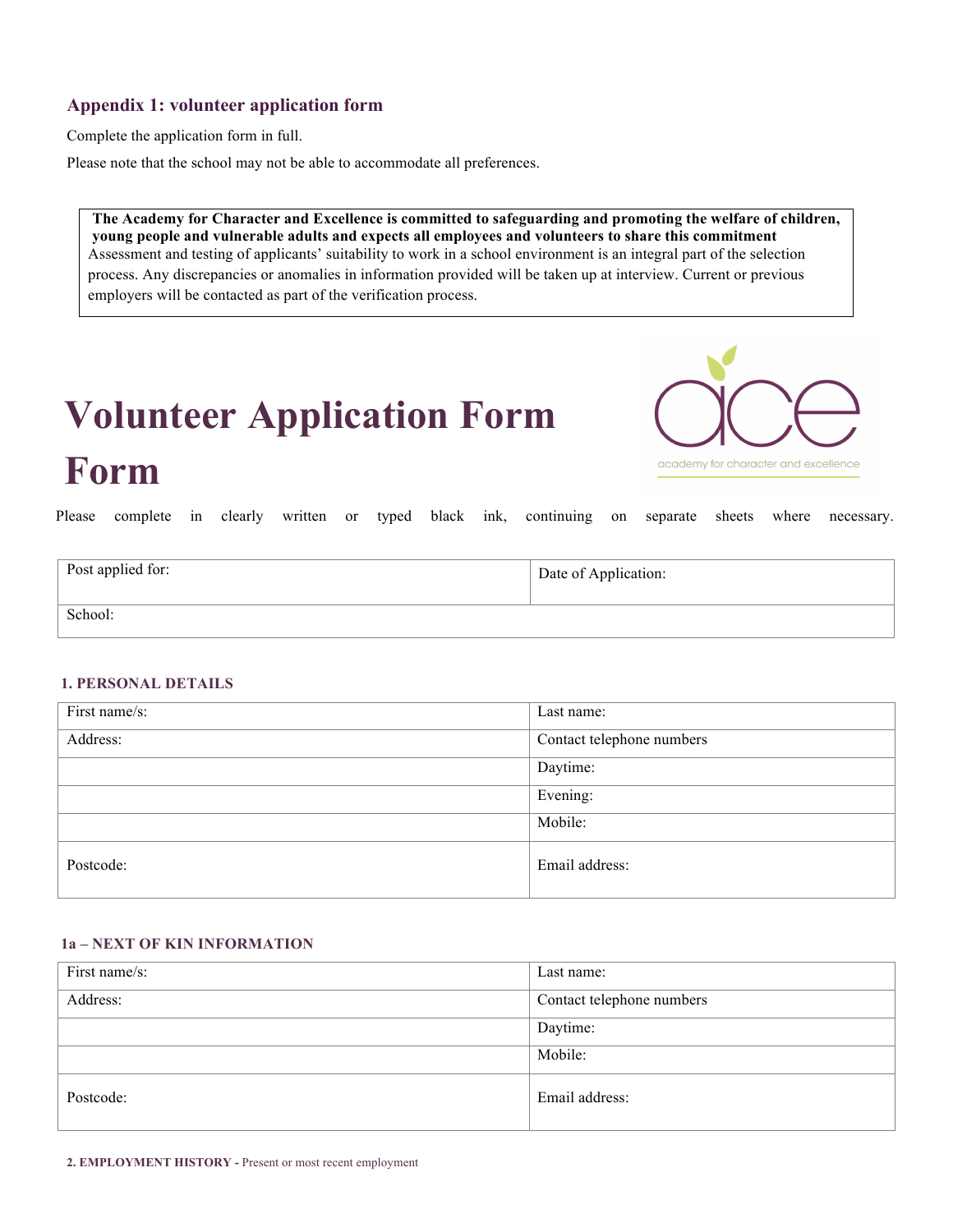## Appendix 1: volunteer application form

Complete the application form in full.

Please note that the school may not be able to accommodate all preferences.

> **The Academy for Character and Excellence is committed to safeguarding and promoting the welfare of children, young people and vulnerable adults and expects all employees and volunteers to share this commitment**
> Assessment and testing of applicants' suitability to work in a school environment is an integral part of the selection process. Any discrepancies or anomalies in information provided will be taken up at interview. Current or previous employers will be contacted as part of the verification process.

# Volunteer Application Form Form

ace
academy for character and excellence

Please complete in clearly written or typed black ink, continuing on separate sheets where necessary.

| Post applied for: | Date of Application: |
|---|---|
| School: | |

### 1. PERSONAL DETAILS

| First name/s: | Last name: |
|---|---|
| Address: | Contact telephone numbers |
| | Daytime: |
| | Evening: |
| | Mobile: |
| Postcode: | Email address: |

### 1a – NEXT OF KIN INFORMATION

| First name/s: | Last name: |
|---|---|
| Address: | Contact telephone numbers |
| | Daytime: |
| | Mobile: |
| Postcode: | Email address: |

**2. EMPLOYMENT HISTORY -** Present or most recent employment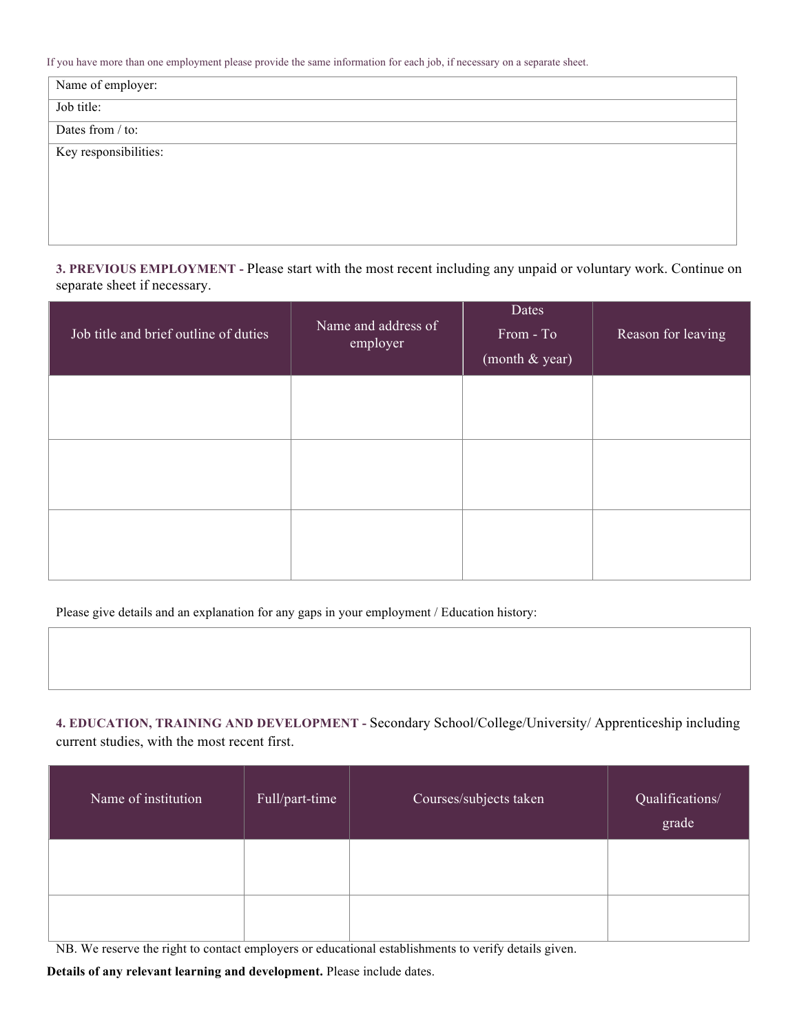If you have more than one employment please provide the same information for each job, if necessary on a separate sheet.

| Name of employer: |
|---|
| Job title: |
| Dates from / to: |
| Key responsibilities: |

**3. PREVIOUS EMPLOYMENT -** Please start with the most recent including any unpaid or voluntary work. Continue on separate sheet if necessary.

| Job title and brief outline of duties | Name and address of employer | Dates From - To (month & year) | Reason for leaving |
|---|---|---|---|
| | | | |
| | | | |
| | | | |

Please give details and an explanation for any gaps in your employment / Education history:

| |
|---|
| |

**4. EDUCATION, TRAINING AND DEVELOPMENT -** Secondary School/College/University/ Apprenticeship including current studies, with the most recent first.

| Name of institution | Full/part-time | Courses/subjects taken | Qualifications/ grade |
|---|---|---|---|
| | | | |
| | | | |

NB. We reserve the right to contact employers or educational establishments to verify details given.

**Details of any relevant learning and development.** Please include dates.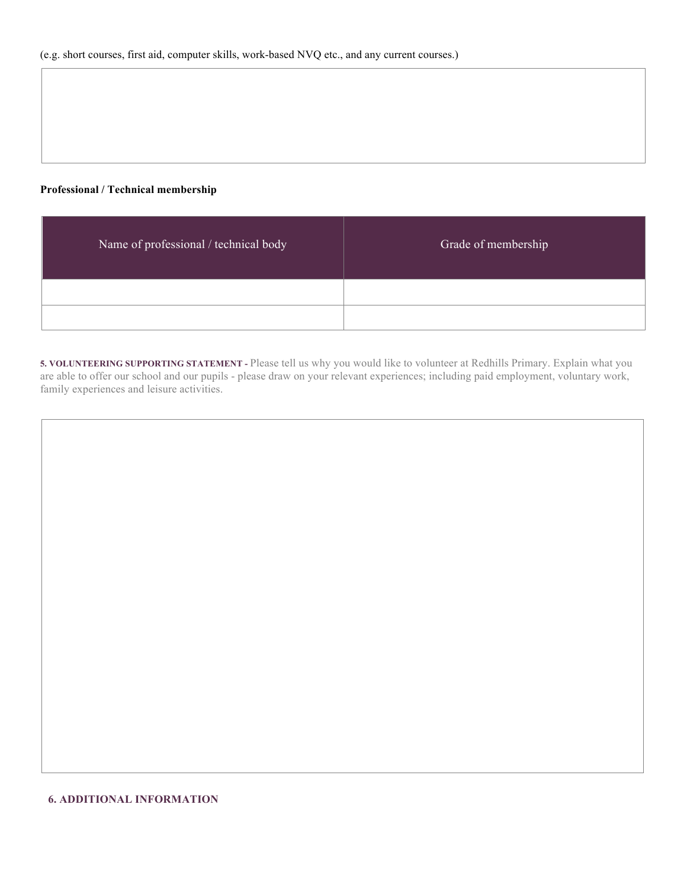(e.g. short courses, first aid, computer skills, work-based NVQ etc., and any current courses.)

**Professional / Technical membership**

| Name of professional / technical body | Grade of membership |
| --- | --- |
| | |
| | |

**5. VOLUNTEERING SUPPORTING STATEMENT -** Please tell us why you would like to volunteer at Redhills Primary. Explain what you are able to offer our school and our pupils - please draw on your relevant experiences; including paid employment, voluntary work, family experiences and leisure activities.

**6. ADDITIONAL INFORMATION**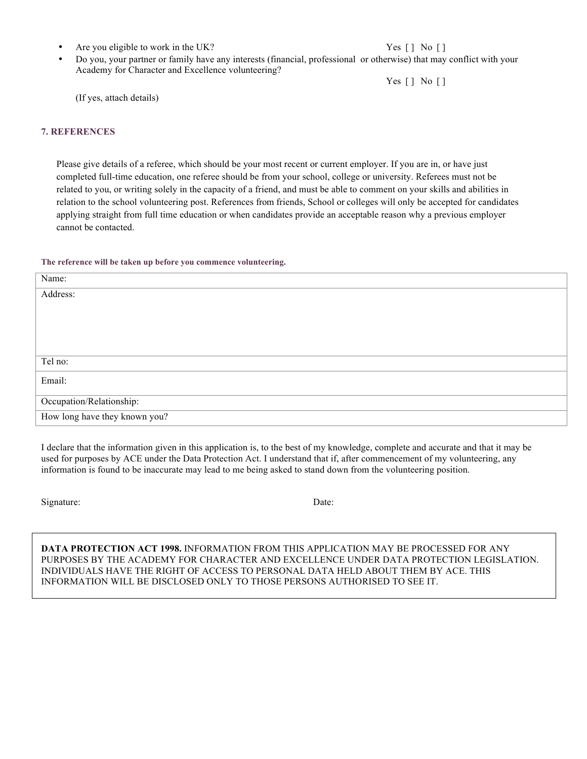- Are you eligible to work in the UK? Yes [ ] No [ ]
- Do you, your partner or family have any interests (financial, professional or otherwise) that may conflict with your Academy for Character and Excellence volunteering?
  Yes [ ] No [ ]

  (If yes, attach details)

## 7. REFERENCES

Please give details of a referee, which should be your most recent or current employer. If you are in, or have just completed full-time education, one referee should be from your school, college or university. Referees must not be related to you, or writing solely in the capacity of a friend, and must be able to comment on your skills and abilities in relation to the school volunteering post. References from friends, School or colleges will only be accepted for candidates applying straight from full time education or when candidates provide an acceptable reason why a previous employer cannot be contacted.

**The reference will be taken up before you commence volunteering.**

| Name: |
|---|
| Address: |
| Tel no: |
| Email: |
| Occupation/Relationship: |
| How long have they known you? |

I declare that the information given in this application is, to the best of my knowledge, complete and accurate and that it may be used for purposes by ACE under the Data Protection Act. I understand that if, after commencement of my volunteering, any information is found to be inaccurate may lead to me being asked to stand down from the volunteering position.

Signature: Date:

**DATA PROTECTION ACT 1998.** INFORMATION FROM THIS APPLICATION MAY BE PROCESSED FOR ANY PURPOSES BY THE ACADEMY FOR CHARACTER AND EXCELLENCE UNDER DATA PROTECTION LEGISLATION. INDIVIDUALS HAVE THE RIGHT OF ACCESS TO PERSONAL DATA HELD ABOUT THEM BY ACE. THIS INFORMATION WILL BE DISCLOSED ONLY TO THOSE PERSONS AUTHORISED TO SEE IT.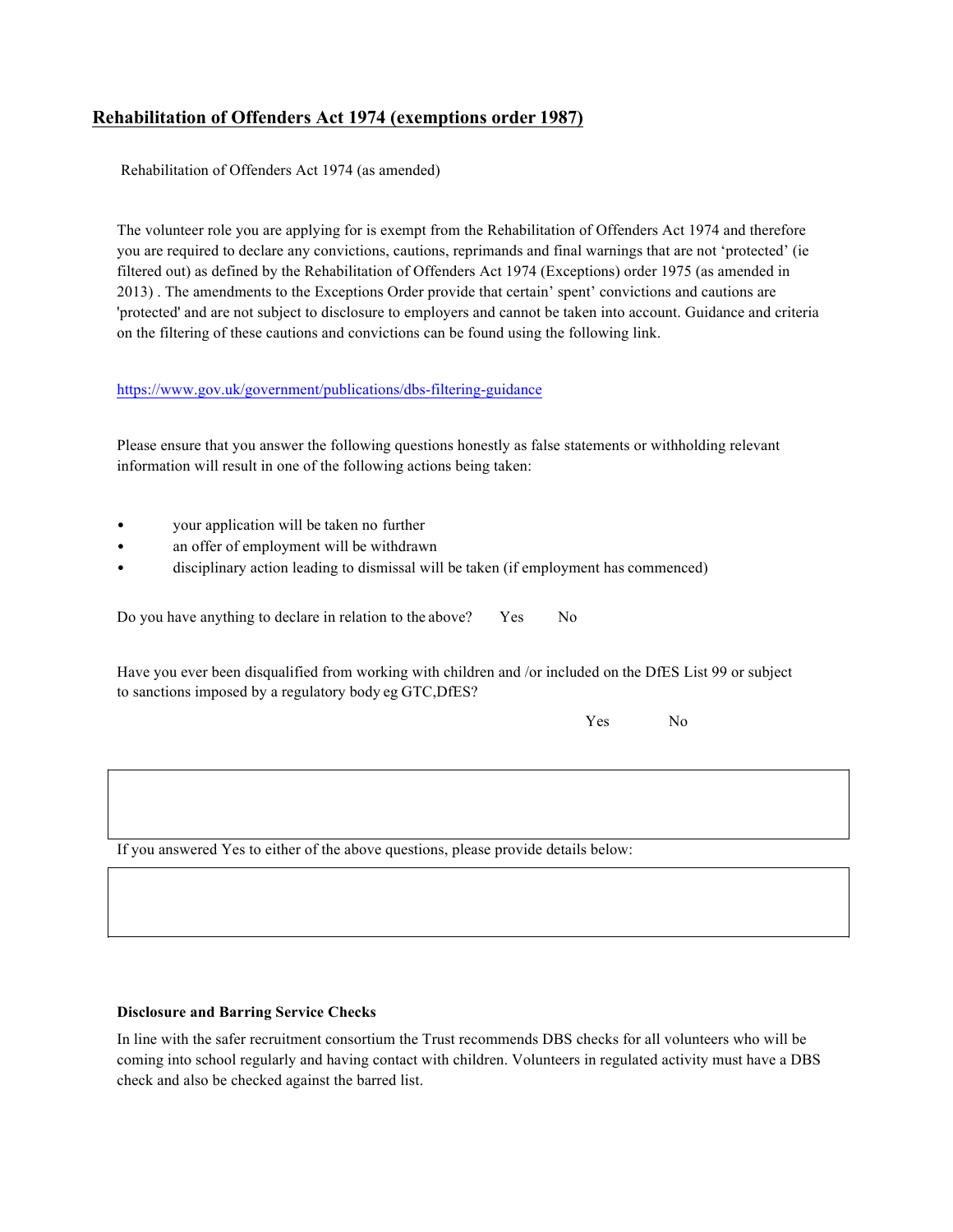## Rehabilitation of Offenders Act 1974 (exemptions order 1987)

Rehabilitation of Offenders Act 1974 (as amended)

The volunteer role you are applying for is exempt from the Rehabilitation of Offenders Act 1974 and therefore you are required to declare any convictions, cautions, reprimands and final warnings that are not 'protected' (ie filtered out) as defined by the Rehabilitation of Offenders Act 1974 (Exceptions) order 1975 (as amended in 2013) . The amendments to the Exceptions Order provide that certain' spent' convictions and cautions are 'protected' and are not subject to disclosure to employers and cannot be taken into account. Guidance and criteria on the filtering of these cautions and convictions can be found using the following link.

https://www.gov.uk/government/publications/dbs-filtering-guidance

Please ensure that you answer the following questions honestly as false statements or withholding relevant information will result in one of the following actions being taken:

- your application will be taken no further
- an offer of employment will be withdrawn
- disciplinary action leading to dismissal will be taken (if employment has commenced)

Do you have anything to declare in relation to the above? Yes No

Have you ever been disqualified from working with children and /or included on the DfES List 99 or subject to sanctions imposed by a regulatory body eg GTC,DfES?

Yes No

If you answered Yes to either of the above questions, please provide details below:

**Disclosure and Barring Service Checks**

In line with the safer recruitment consortium the Trust recommends DBS checks for all volunteers who will be coming into school regularly and having contact with children. Volunteers in regulated activity must have a DBS check and also be checked against the barred list.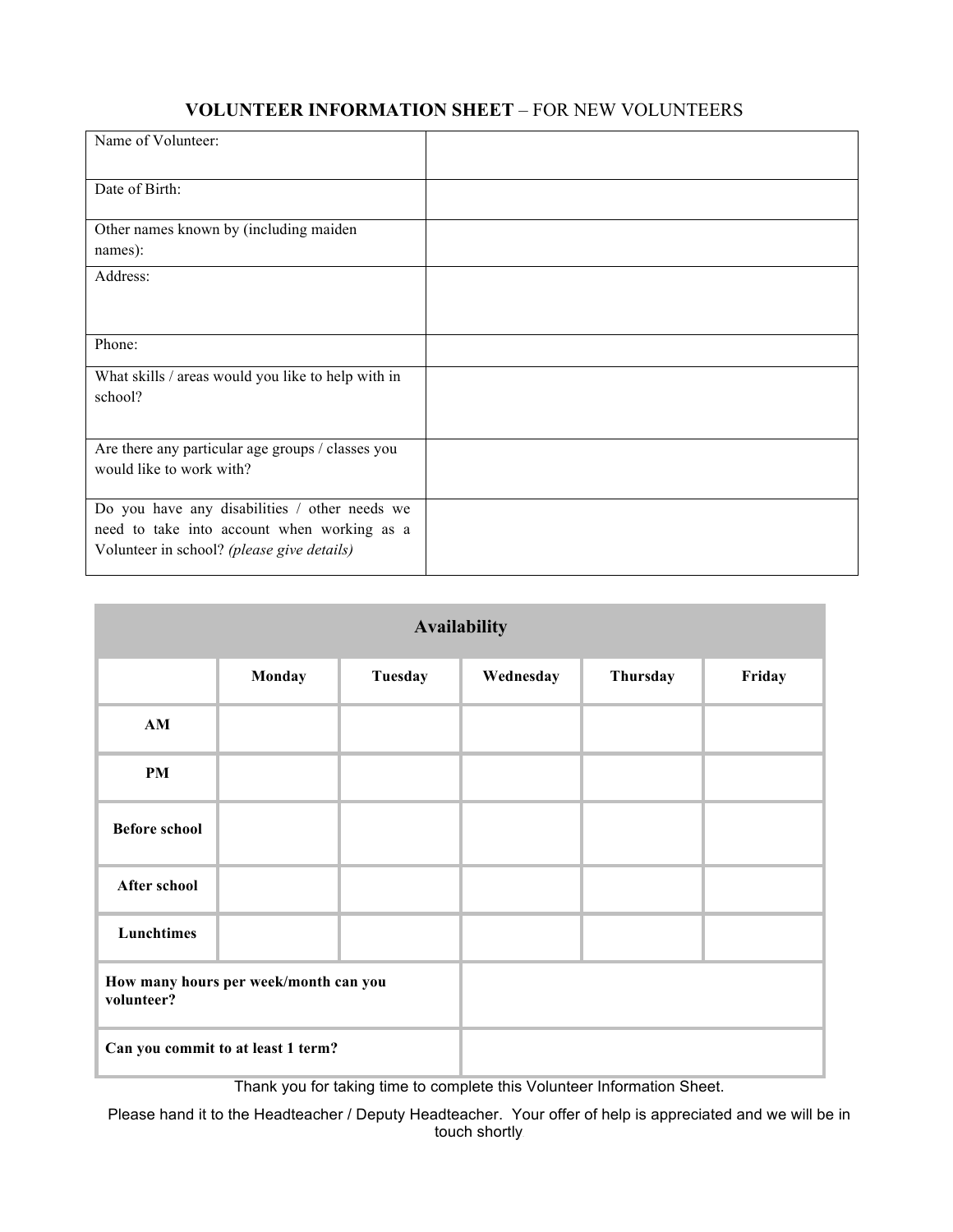## **VOLUNTEER INFORMATION SHEET** – FOR NEW VOLUNTEERS

| | |
|---|---|
| Name of Volunteer: | |
| Date of Birth: | |
| Other names known by (including maiden names): | |
| Address: | |
| Phone: | |
| What skills / areas would you like to help with in school? | |
| Are there any particular age groups / classes you would like to work with? | |
| Do you have any disabilities / other needs we need to take into account when working as a Volunteer in school? *(please give details)* | |

| **Availability** | | | | | |
|---|---|---|---|---|---|
| | **Monday** | **Tuesday** | **Wednesday** | **Thursday** | **Friday** |
| **AM** | | | | | |
| **PM** | | | | | |
| **Before school** | | | | | |
| **After school** | | | | | |
| **Lunchtimes** | | | | | |
| **How many hours per week/month can you volunteer?** | | | | | |
| **Can you commit to at least 1 term?** | | | | | |

Thank you for taking time to complete this Volunteer Information Sheet.

Please hand it to the Headteacher / Deputy Headteacher. Your offer of help is appreciated and we will be in touch shortly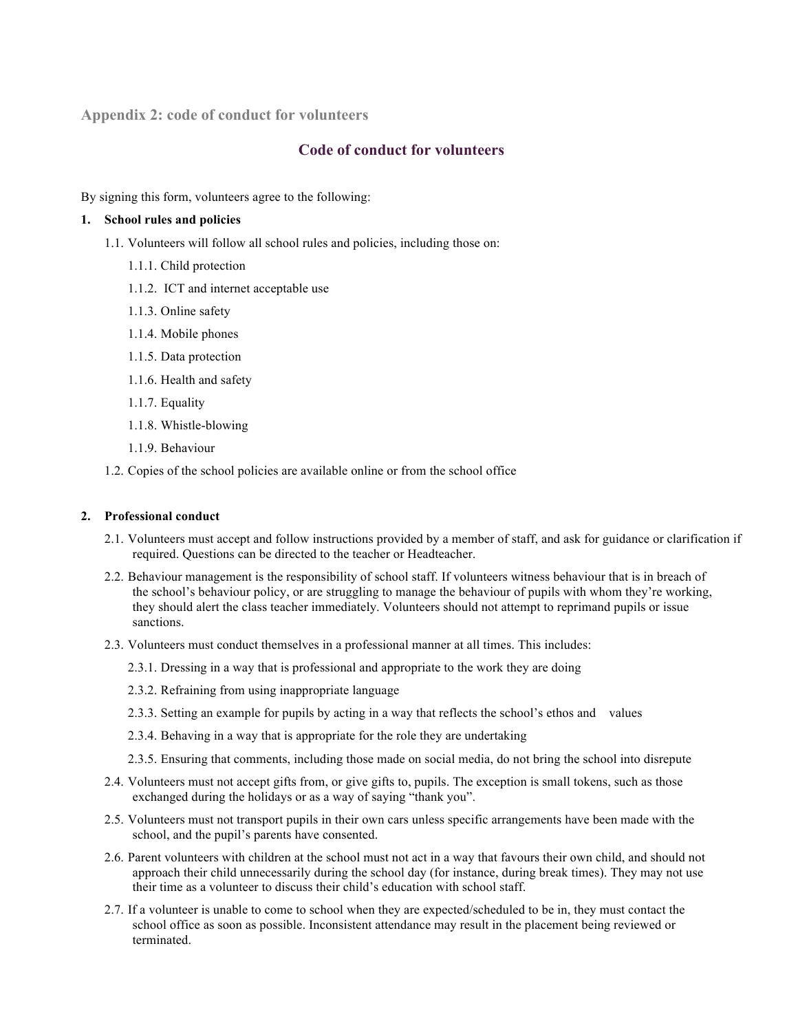## Appendix 2: code of conduct for volunteers

### Code of conduct for volunteers

By signing this form, volunteers agree to the following:

**1. School rules and policies**

1.1. Volunteers will follow all school rules and policies, including those on:

1.1.1. Child protection

1.1.2. ICT and internet acceptable use

1.1.3. Online safety

1.1.4. Mobile phones

1.1.5. Data protection

1.1.6. Health and safety

1.1.7. Equality

1.1.8. Whistle-blowing

1.1.9. Behaviour

1.2. Copies of the school policies are available online or from the school office

**2. Professional conduct**

2.1. Volunteers must accept and follow instructions provided by a member of staff, and ask for guidance or clarification if required. Questions can be directed to the teacher or Headteacher.

2.2. Behaviour management is the responsibility of school staff. If volunteers witness behaviour that is in breach of the school's behaviour policy, or are struggling to manage the behaviour of pupils with whom they're working, they should alert the class teacher immediately. Volunteers should not attempt to reprimand pupils or issue sanctions.

2.3. Volunteers must conduct themselves in a professional manner at all times. This includes:

2.3.1. Dressing in a way that is professional and appropriate to the work they are doing

2.3.2. Refraining from using inappropriate language

2.3.3. Setting an example for pupils by acting in a way that reflects the school's ethos and values

2.3.4. Behaving in a way that is appropriate for the role they are undertaking

2.3.5. Ensuring that comments, including those made on social media, do not bring the school into disrepute

2.4. Volunteers must not accept gifts from, or give gifts to, pupils. The exception is small tokens, such as those exchanged during the holidays or as a way of saying "thank you".

2.5. Volunteers must not transport pupils in their own cars unless specific arrangements have been made with the school, and the pupil's parents have consented.

2.6. Parent volunteers with children at the school must not act in a way that favours their own child, and should not approach their child unnecessarily during the school day (for instance, during break times). They may not use their time as a volunteer to discuss their child's education with school staff.

2.7. If a volunteer is unable to come to school when they are expected/scheduled to be in, they must contact the school office as soon as possible. Inconsistent attendance may result in the placement being reviewed or terminated.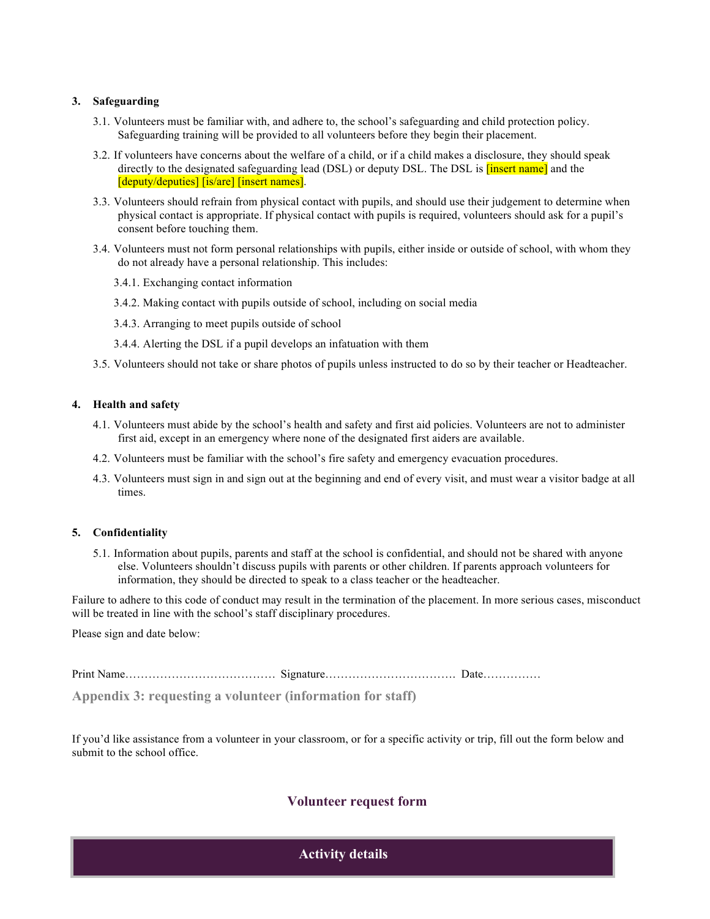## 3. Safeguarding

3.1. Volunteers must be familiar with, and adhere to, the school's safeguarding and child protection policy. Safeguarding training will be provided to all volunteers before they begin their placement.

3.2. If volunteers have concerns about the welfare of a child, or if a child makes a disclosure, they should speak directly to the designated safeguarding lead (DSL) or deputy DSL. The DSL is [insert name] and the [deputy/deputies] [is/are] [insert names].

3.3. Volunteers should refrain from physical contact with pupils, and should use their judgement to determine when physical contact is appropriate. If physical contact with pupils is required, volunteers should ask for a pupil's consent before touching them.

3.4. Volunteers must not form personal relationships with pupils, either inside or outside of school, with whom they do not already have a personal relationship. This includes:

3.4.1. Exchanging contact information

3.4.2. Making contact with pupils outside of school, including on social media

3.4.3. Arranging to meet pupils outside of school

3.4.4. Alerting the DSL if a pupil develops an infatuation with them

3.5. Volunteers should not take or share photos of pupils unless instructed to do so by their teacher or Headteacher.

## 4. Health and safety

4.1. Volunteers must abide by the school's health and safety and first aid policies. Volunteers are not to administer first aid, except in an emergency where none of the designated first aiders are available.

4.2. Volunteers must be familiar with the school's fire safety and emergency evacuation procedures.

4.3. Volunteers must sign in and sign out at the beginning and end of every visit, and must wear a visitor badge at all times.

## 5. Confidentiality

5.1. Information about pupils, parents and staff at the school is confidential, and should not be shared with anyone else. Volunteers shouldn't discuss pupils with parents or other children. If parents approach volunteers for information, they should be directed to speak to a class teacher or the headteacher.

Failure to adhere to this code of conduct may result in the termination of the placement. In more serious cases, misconduct will be treated in line with the school's staff disciplinary procedures.

Please sign and date below:

Print Name………………………………… Signature…………………………… Date……………

# Appendix 3: requesting a volunteer (information for staff)

If you'd like assistance from a volunteer in your classroom, or for a specific activity or trip, fill out the form below and submit to the school office.

## Volunteer request form

| Activity details |
|---|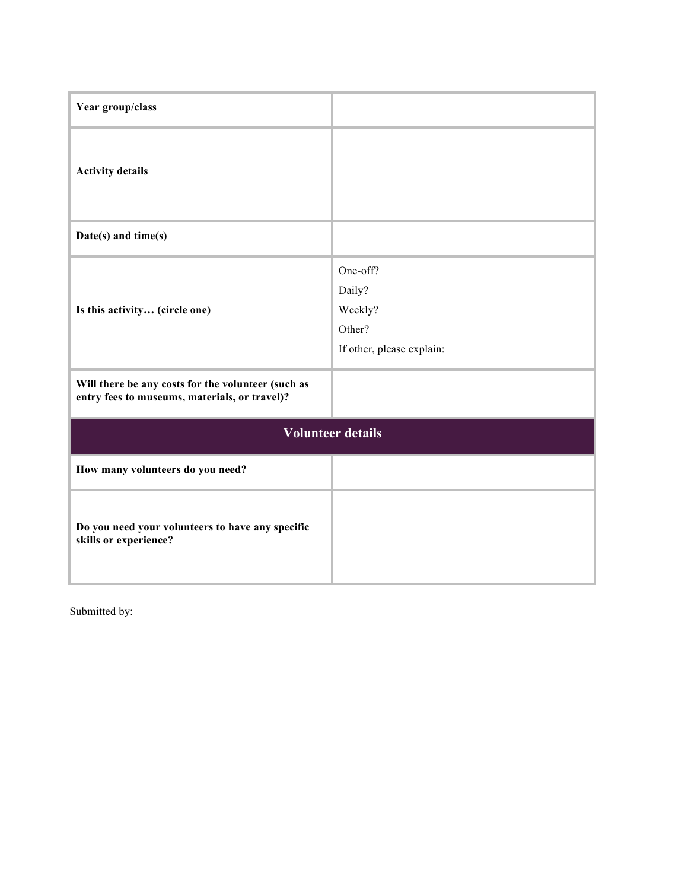| | |
|---|---|
| **Year group/class** | |
| **Activity details** | |
| **Date(s) and time(s)** | |
| **Is this activity… (circle one)** | One-off?<br>Daily?<br>Weekly?<br>Other?<br>If other, please explain: |
| **Will there be any costs for the volunteer (such as entry fees to museums, materials, or travel)?** | |
| **Volunteer details** | |
| **How many volunteers do you need?** | |
| **Do you need your volunteers to have any specific skills or experience?** | |

Submitted by: